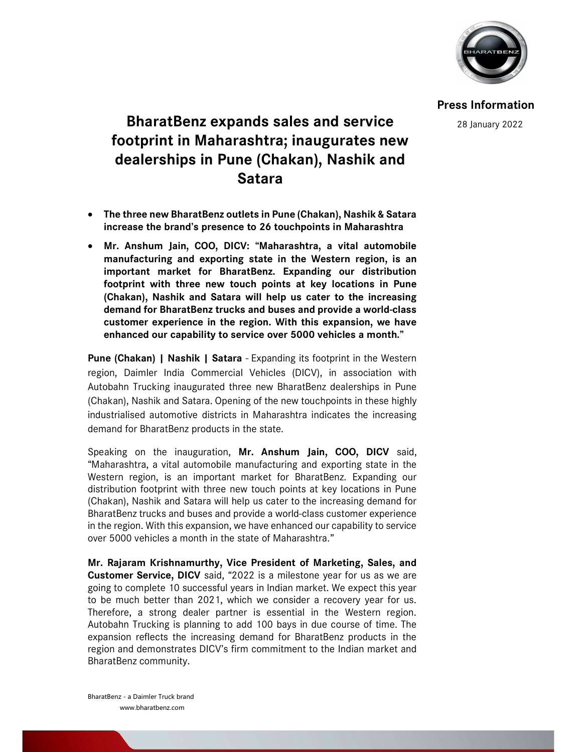**Press Information**

28 January 2022

# BharatBenz expands sales and service footprint in Maharashtra; inaugurates new dealerships in Pune (Chakan), Nashik and Satara

- **The three new BharatBenz outlets in Pune (Chakan), Nashik & Satara increase the brand's presence to 26 touchpoints in Maharashtra**
- **Mr. Anshum Jain, COO, DICV: "Maharashtra, a vital automobile manufacturing and exporting state in the Western region, is an important market for BharatBenz. Expanding our distribution footprint with three new touch points at key locations in Pune (Chakan), Nashik and Satara will help us cater to the increasing demand for BharatBenz trucks and buses and provide a world-class customer experience in the region. With this expansion, we have enhanced our capability to service over 5000 vehicles a month."**

**Pune (Chakan) | Nashik | Satara** - Expanding its footprint in the Western region, Daimler India Commercial Vehicles (DICV), in association with Autobahn Trucking inaugurated three new BharatBenz dealerships in Pune (Chakan), Nashik and Satara. Opening of the new touchpoints in these highly industrialised automotive districts in Maharashtra indicates the increasing demand for BharatBenz products in the state.

Speaking on the inauguration, **Mr. Anshum Jain, COO, DICV** said, "Maharashtra, a vital automobile manufacturing and exporting state in the Western region, is an important market for BharatBenz. Expanding our distribution footprint with three new touch points at key locations in Pune (Chakan), Nashik and Satara will help us cater to the increasing demand for BharatBenz trucks and buses and provide a world-class customer experience in the region. With this expansion, we have enhanced our capability to service over 5000 vehicles a month in the state of Maharashtra."

**Mr. Rajaram Krishnamurthy, Vice President of Marketing, Sales, and Customer Service, DICV** said, "2022 is a milestone year for us as we are going to complete 10 successful years in Indian market. We expect this year to be much better than 2021, which we consider a recovery year for us. Therefore, a strong dealer partner is essential in the Western region. Autobahn Trucking is planning to add 100 bays in due course of time. The expansion reflects the increasing demand for BharatBenz products in the region and demonstrates DICV's firm commitment to the Indian market and BharatBenz community.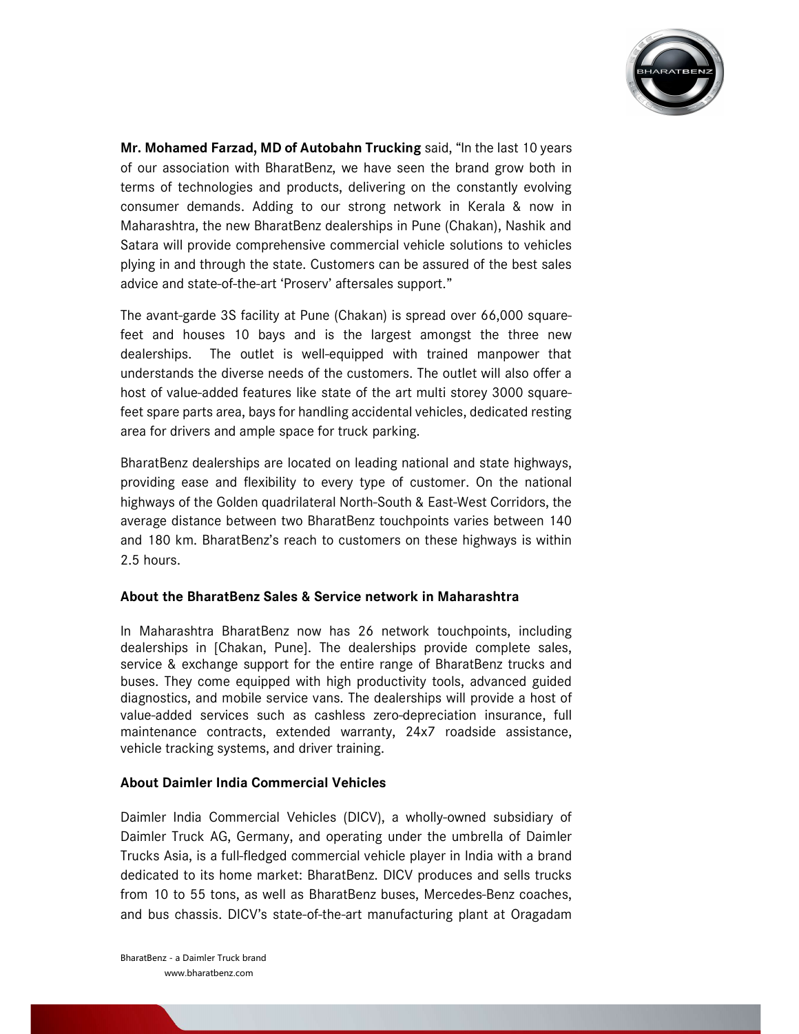**Mr. Mohamed Farzad, MD of Autobahn Trucking** said, "In the last 10 years of our association with BharatBenz, we have seen the brand grow both in terms of technologies and products, delivering on the constantly evolving consumer demands. Adding to our strong network in Kerala & now in Maharashtra, the new BharatBenz dealerships in Pune (Chakan), Nashik and Satara will provide comprehensive commercial vehicle solutions to vehicles plying in and through the state. Customers can be assured of the best sales advice and state-of-the-art 'Proserv' aftersales support."

The avant-garde 3S facility at Pune (Chakan) is spread over 66,000 square-feet and houses 10 bays and is the largest amongst the three new dealerships. The outlet is well-equipped with trained manpower that understands the diverse needs of the customers. The outlet will also offer a host of value-added features like state of the art multi storey 3000 square-feet spare parts area, bays for handling accidental vehicles, dedicated resting area for drivers and ample space for truck parking.

BharatBenz dealerships are located on leading national and state highways, providing ease and flexibility to every type of customer. On the national highways of the Golden quadrilateral North-South & East-West Corridors, the average distance between two BharatBenz touchpoints varies between 140 and 180 km. BharatBenz's reach to customers on these highways is within 2.5 hours.

### About the BharatBenz Sales & Service network in Maharashtra

In Maharashtra BharatBenz now has 26 network touchpoints, including dealerships in [Chakan, Pune]. The dealerships provide complete sales, service & exchange support for the entire range of BharatBenz trucks and buses. They come equipped with high productivity tools, advanced guided diagnostics, and mobile service vans. The dealerships will provide a host of value-added services such as cashless zero-depreciation insurance, full maintenance contracts, extended warranty, 24x7 roadside assistance, vehicle tracking systems, and driver training.

### About Daimler India Commercial Vehicles

Daimler India Commercial Vehicles (DICV), a wholly-owned subsidiary of Daimler Truck AG, Germany, and operating under the umbrella of Daimler Trucks Asia, is a full-fledged commercial vehicle player in India with a brand dedicated to its home market: BharatBenz. DICV produces and sells trucks from 10 to 55 tons, as well as BharatBenz buses, Mercedes-Benz coaches, and bus chassis. DICV's state-of-the-art manufacturing plant at Oragadam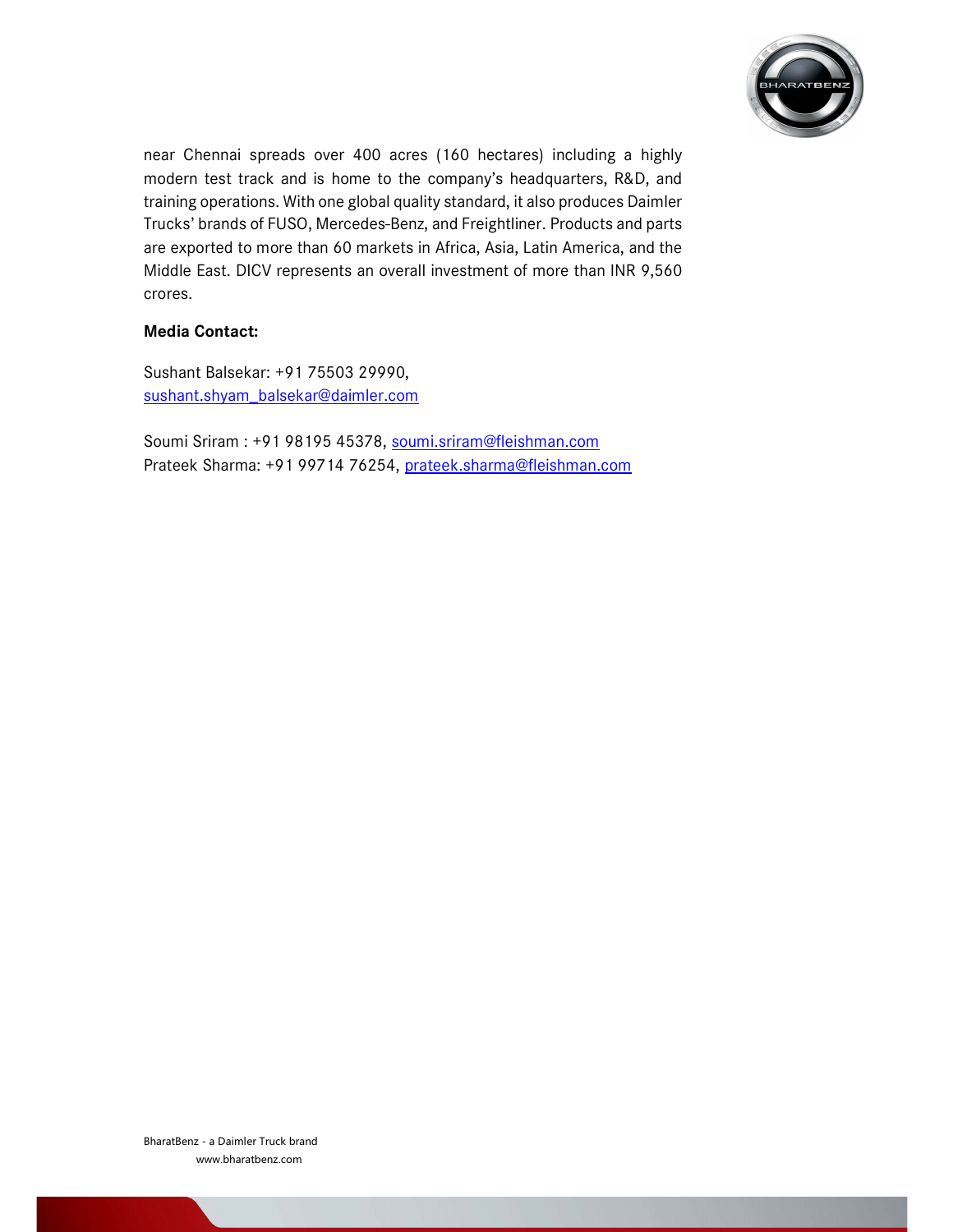near Chennai spreads over 400 acres (160 hectares) including a highly modern test track and is home to the company's headquarters, R&D, and training operations. With one global quality standard, it also produces Daimler Trucks' brands of FUSO, Mercedes-Benz, and Freightliner. Products and parts are exported to more than 60 markets in Africa, Asia, Latin America, and the Middle East. DICV represents an overall investment of more than INR 9,560 crores.

**Media Contact:**

Sushant Balsekar: +91 75503 29990, sushant.shyam_balsekar@daimler.com

Soumi Sriram : +91 98195 45378, soumi.sriram@fleishman.com
Prateek Sharma: +91 99714 76254, prateek.sharma@fleishman.com